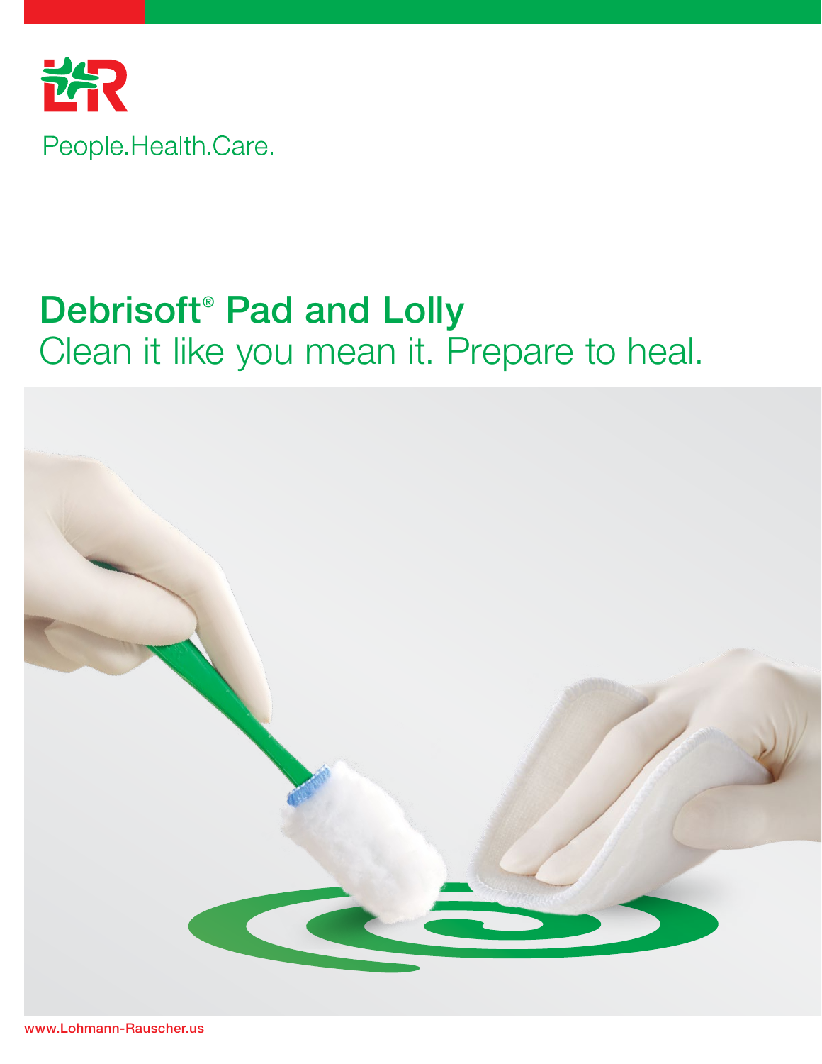People.Health.Care.

# Debrisoft® Pad and Lolly

## Clean it like you mean it. Prepare to heal.

www.Lohmann-Rauscher.us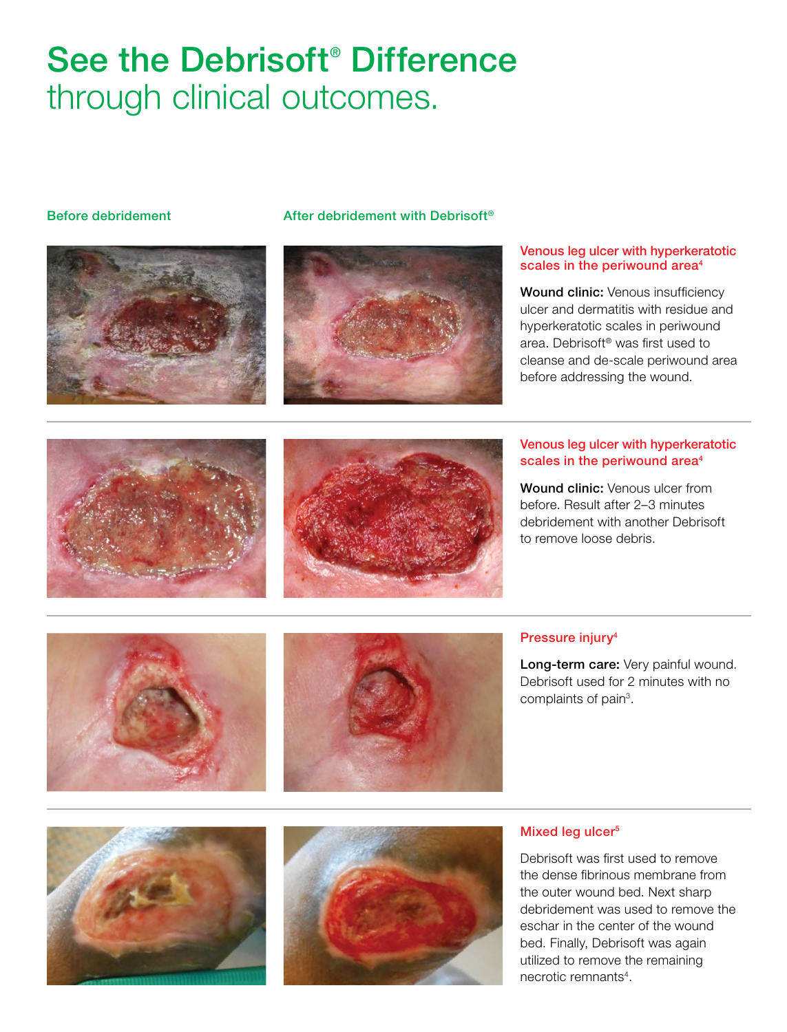# **See the Debrisoft® Difference** through clinical outcomes.

**Before debridement**

**After debridement with Debrisoft®**

### Venous leg ulcer with hyperkeratotic scales in the periwound area[4]

**Wound clinic:** Venous insufficiency ulcer and dermatitis with residue and hyperkeratotic scales in periwound area. Debrisoft® was first used to cleanse and de-scale periwound area before addressing the wound.

### Venous leg ulcer with hyperkeratotic scales in the periwound area[4]

**Wound clinic:** Venous ulcer from before. Result after 2–3 minutes debridement with another Debrisoft to remove loose debris.

### Pressure injury[4]

**Long-term care:** Very painful wound. Debrisoft used for 2 minutes with no complaints of pain[3].

### Mixed leg ulcer[5]

Debrisoft was first used to remove the dense fibrinous membrane from the outer wound bed. Next sharp debridement was used to remove the eschar in the center of the wound bed. Finally, Debrisoft was again utilized to remove the remaining necrotic remnants[4].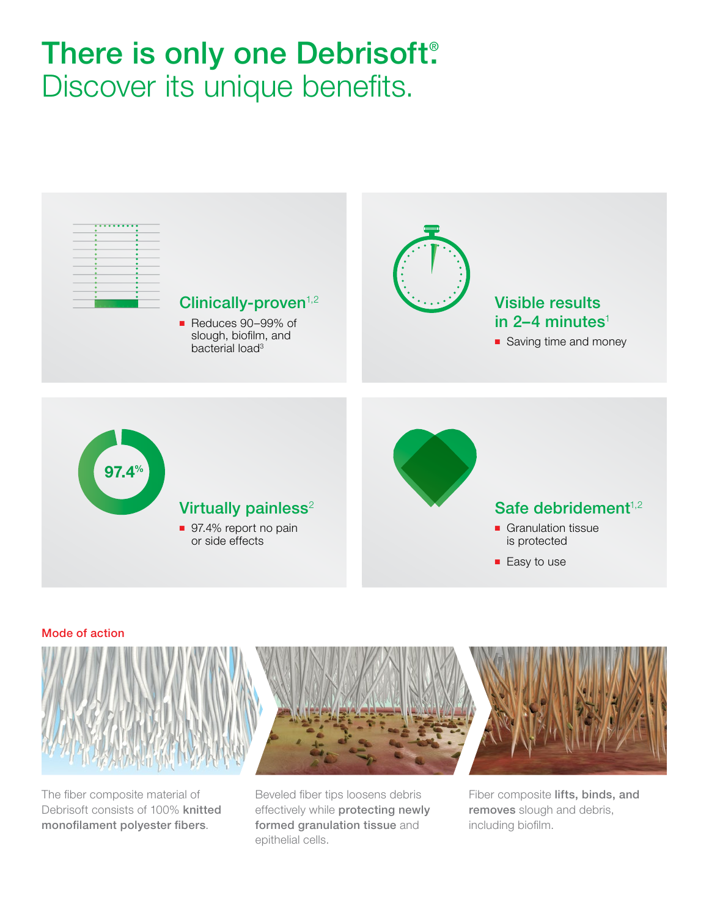# There is only one Debrisoft®

## Discover its unique benefits.

### Clinically-proven[1,2]

- Reduces 90–99% of slough, biofilm, and bacterial load[3]

### Visible results in 2–4 minutes[1]

- Saving time and money

97.4%

### Virtually painless[2]

- 97.4% report no pain or side effects

### Safe debridement[1,2]

- Granulation tissue is protected
- Easy to use

### Mode of action

The fiber composite material of Debrisoft consists of 100% **knitted monofilament polyester fibers**.

Beveled fiber tips loosens debris effectively while **protecting newly formed granulation tissue** and epithelial cells.

Fiber composite **lifts, binds, and removes** slough and debris, including biofilm.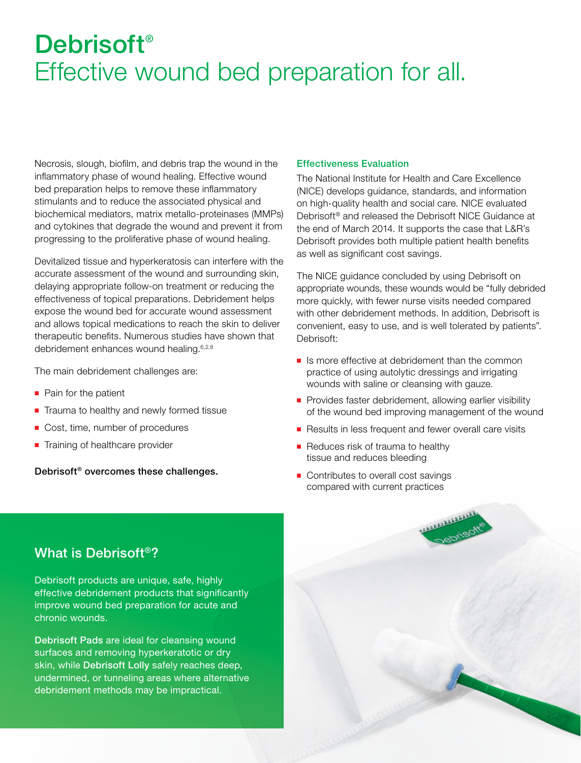# Debrisoft®
Effective wound bed preparation for all.

Necrosis, slough, biofilm, and debris trap the wound in the inflammatory phase of wound healing. Effective wound bed preparation helps to remove these inflammatory stimulants and to reduce the associated physical and biochemical mediators, matrix metallo-proteinases (MMPs) and cytokines that degrade the wound and prevent it from progressing to the proliferative phase of wound healing.

Devitalized tissue and hyperkeratosis can interfere with the accurate assessment of the wound and surrounding skin, delaying appropriate follow-on treatment or reducing the effectiveness of topical preparations. Debridement helps expose the wound bed for accurate wound assessment and allows topical medications to reach the skin to deliver therapeutic benefits. Numerous studies have shown that debridement enhances wound healing.[6,2,8]

The main debridement challenges are:

- Pain for the patient
- Trauma to healthy and newly formed tissue
- Cost, time, number of procedures
- Training of healthcare provider

**Debrisoft® overcomes these challenges.**

### Effectiveness Evaluation

The National Institute for Health and Care Excellence (NICE) develops guidance, standards, and information on high-quality health and social care. NICE evaluated Debrisoft® and released the Debrisoft NICE Guidance at the end of March 2014. It supports the case that L&R's Debrisoft provides both multiple patient health benefits as well as significant cost savings.

The NICE guidance concluded by using Debrisoft on appropriate wounds, these wounds would be "fully debrided more quickly, with fewer nurse visits needed compared with other debridement methods. In addition, Debrisoft is convenient, easy to use, and is well tolerated by patients". Debrisoft:

- Is more effective at debridement than the common practice of using autolytic dressings and irrigating wounds with saline or cleansing with gauze.
- Provides faster debridement, allowing earlier visibility of the wound bed improving management of the wound
- Results in less frequent and fewer overall care visits
- Reduces risk of trauma to healthy tissue and reduces bleeding
- Contributes to overall cost savings compared with current practices

## What is Debrisoft®?

Debrisoft products are unique, safe, highly effective debridement products that significantly improve wound bed preparation for acute and chronic wounds.

**Debrisoft Pads** are ideal for cleansing wound surfaces and removing hyperkeratotic or dry skin, while **Debrisoft Lolly** safely reaches deep, undermined, or tunneling areas where alternative debridement methods may be impractical.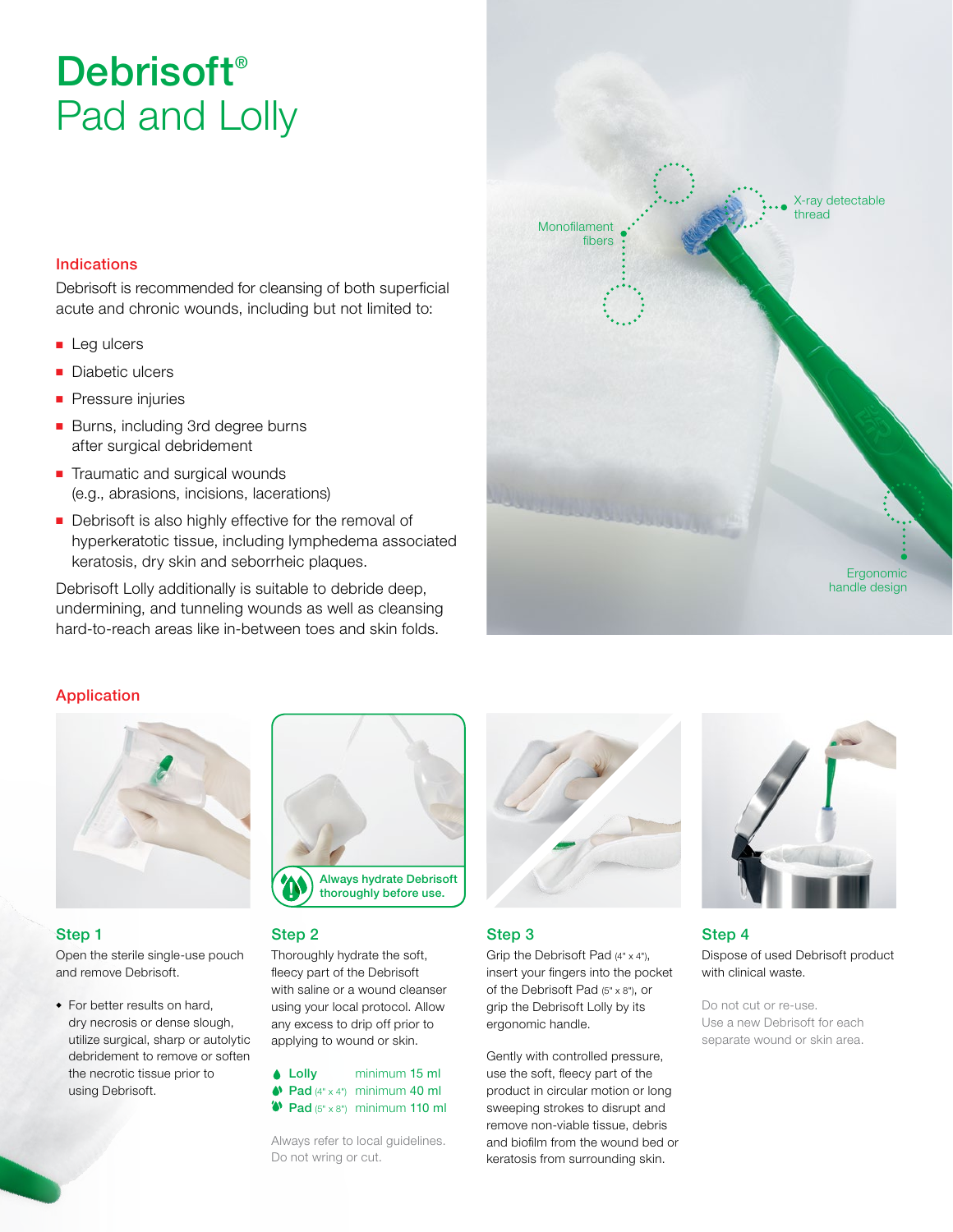# Debrisoft®
## Pad and Lolly

Monofilament fibers

X-ray detectable thread

Ergonomic handle design

### Indications

Debrisoft is recommended for cleansing of both superficial acute and chronic wounds, including but not limited to:

- Leg ulcers
- Diabetic ulcers
- Pressure injuries
- Burns, including 3rd degree burns after surgical debridement
- Traumatic and surgical wounds (e.g., abrasions, incisions, lacerations)
- Debrisoft is also highly effective for the removal of hyperkeratotic tissue, including lymphedema associated keratosis, dry skin and seborrheic plaques.

Debrisoft Lolly additionally is suitable to debride deep, undermining, and tunneling wounds as well as cleansing hard-to-reach areas like in-between toes and skin folds.

### Application

Always hydrate Debrisoft thoroughly before use.

#### Step 1

Open the sterile single-use pouch and remove Debrisoft.

- For better results on hard, dry necrosis or dense slough, utilize surgical, sharp or autolytic debridement to remove or soften the necrotic tissue prior to using Debrisoft.

#### Step 2

Thoroughly hydrate the soft, fleecy part of the Debrisoft with saline or a wound cleanser using your local protocol. Allow any excess to drip off prior to applying to wound or skin.

| | |
|---|---|
| **Lolly** | minimum 15 ml |
| **Pad** (4" x 4") | minimum 40 ml |
| **Pad** (5" x 8") | minimum 110 ml |

Always refer to local guidelines.
Do not wring or cut.

#### Step 3

Grip the Debrisoft Pad (4" x 4"), insert your fingers into the pocket of the Debrisoft Pad (5" x 8"), or grip the Debrisoft Lolly by its ergonomic handle.

Gently with controlled pressure, use the soft, fleecy part of the product in circular motion or long sweeping strokes to disrupt and remove non-viable tissue, debris and biofilm from the wound bed or keratosis from surrounding skin.

#### Step 4

Dispose of used Debrisoft product with clinical waste.

Do not cut or re-use.
Use a new Debrisoft for each separate wound or skin area.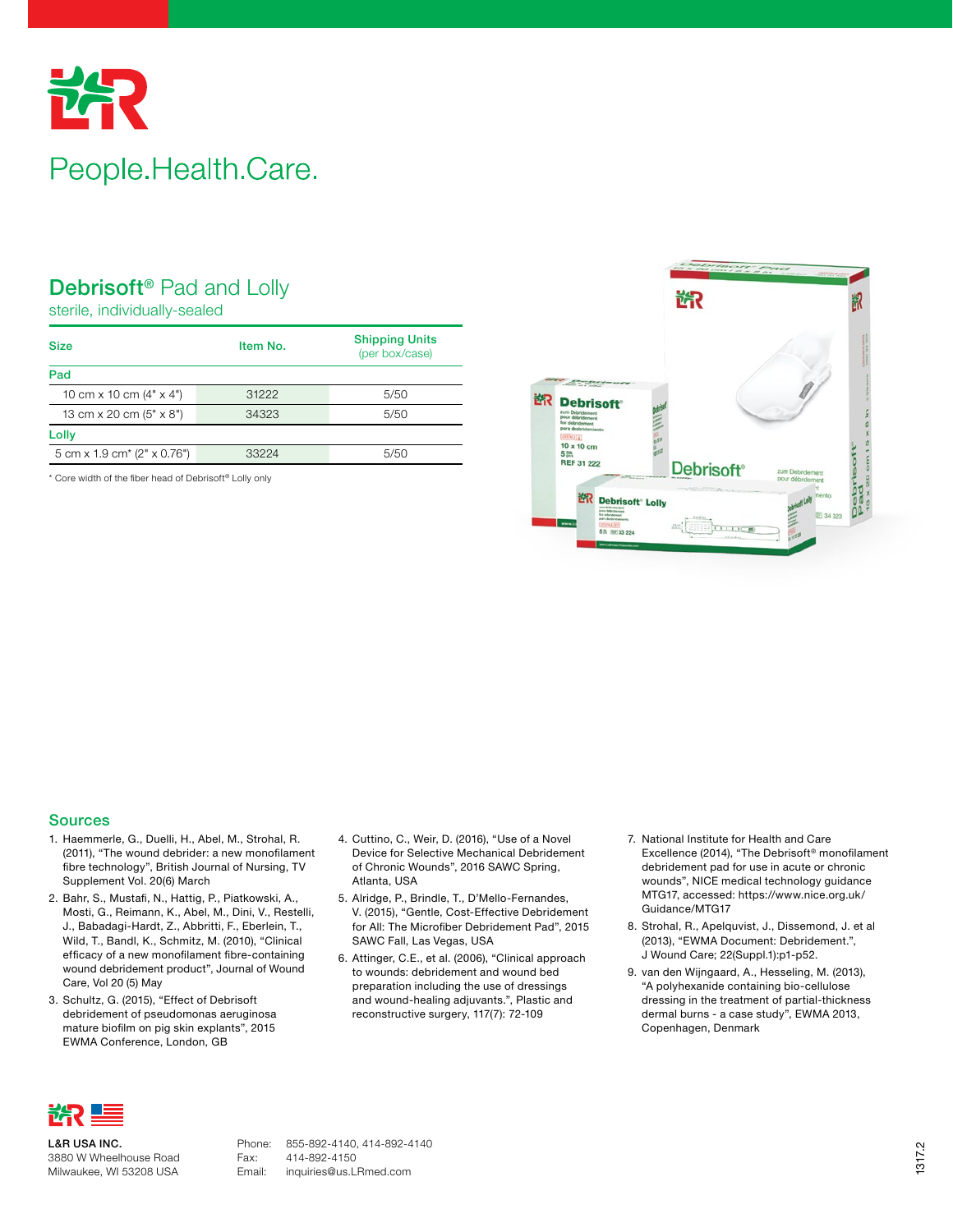People.Health.Care.

## Debrisoft® Pad and Lolly

sterile, individually-sealed

| Size | Item No. | Shipping Units (per box/case) |
|---|---|---|
| **Pad** | | |
| 10 cm x 10 cm (4" x 4") | 31222 | 5/50 |
| 13 cm x 20 cm (5" x 8") | 34323 | 5/50 |
| **Lolly** | | |
| 5 cm x 1.9 cm* (2" x 0.76") | 33224 | 5/50 |

* Core width of the fiber head of Debrisoft® Lolly only

## Sources

1. Haemmerle, G., Duelli, H., Abel, M., Strohal, R. (2011), "The wound debrider: a new monofilament fibre technology", British Journal of Nursing, TV Supplement Vol. 20(6) March
2. Bahr, S., Mustafi, N., Hattig, P., Piatkowski, A., Mosti, G., Reimann, K., Abel, M., Dini, V., Restelli, J., Babadagi-Hardt, Z., Abbritti, F., Eberlein, T., Wild, T., Bandl, K., Schmitz, M. (2010), "Clinical efficacy of a new monofilament fibre-containing wound debridement product", Journal of Wound Care, Vol 20 (5) May
3. Schultz, G. (2015), "Effect of Debrisoft debridement of pseudomonas aeruginosa mature biofilm on pig skin explants", 2015 EWMA Conference, London, GB
4. Cuttino, C., Weir, D. (2016), "Use of a Novel Device for Selective Mechanical Debridement of Chronic Wounds", 2016 SAWC Spring, Atlanta, USA
5. Alridge, P., Brindle, T., D'Mello-Fernandes, V. (2015), "Gentle, Cost-Effective Debridement for All: The Microfiber Debridement Pad", 2015 SAWC Fall, Las Vegas, USA
6. Attinger, C.E., et al. (2006), "Clinical approach to wounds: debridement and wound bed preparation including the use of dressings and wound-healing adjuvants.", Plastic and reconstructive surgery, 117(7): 72-109
7. National Institute for Health and Care Excellence (2014), "The Debrisoft® monofilament debridement pad for use in acute or chronic wounds", NICE medical technology guidance MTG17, accessed: https://www.nice.org.uk/Guidance/MTG17
8. Strohal, R., Apelqvist, J., Dissemond, J. et al (2013), "EWMA Document: Debridement.", J Wound Care; 22(Suppl.1):p1-p52.
9. van den Wijngaard, A., Hesseling, M. (2013), "A polyhexanide containing bio-cellulose dressing in the treatment of partial-thickness dermal burns - a case study", EWMA 2013, Copenhagen, Denmark

**L&R USA INC.**
3880 W Wheelhouse Road
Milwaukee, WI 53208 USA

Phone: 855-892-4140, 414-892-4140
Fax: 414-892-4150
Email: inquiries@us.LRmed.com

1317.2